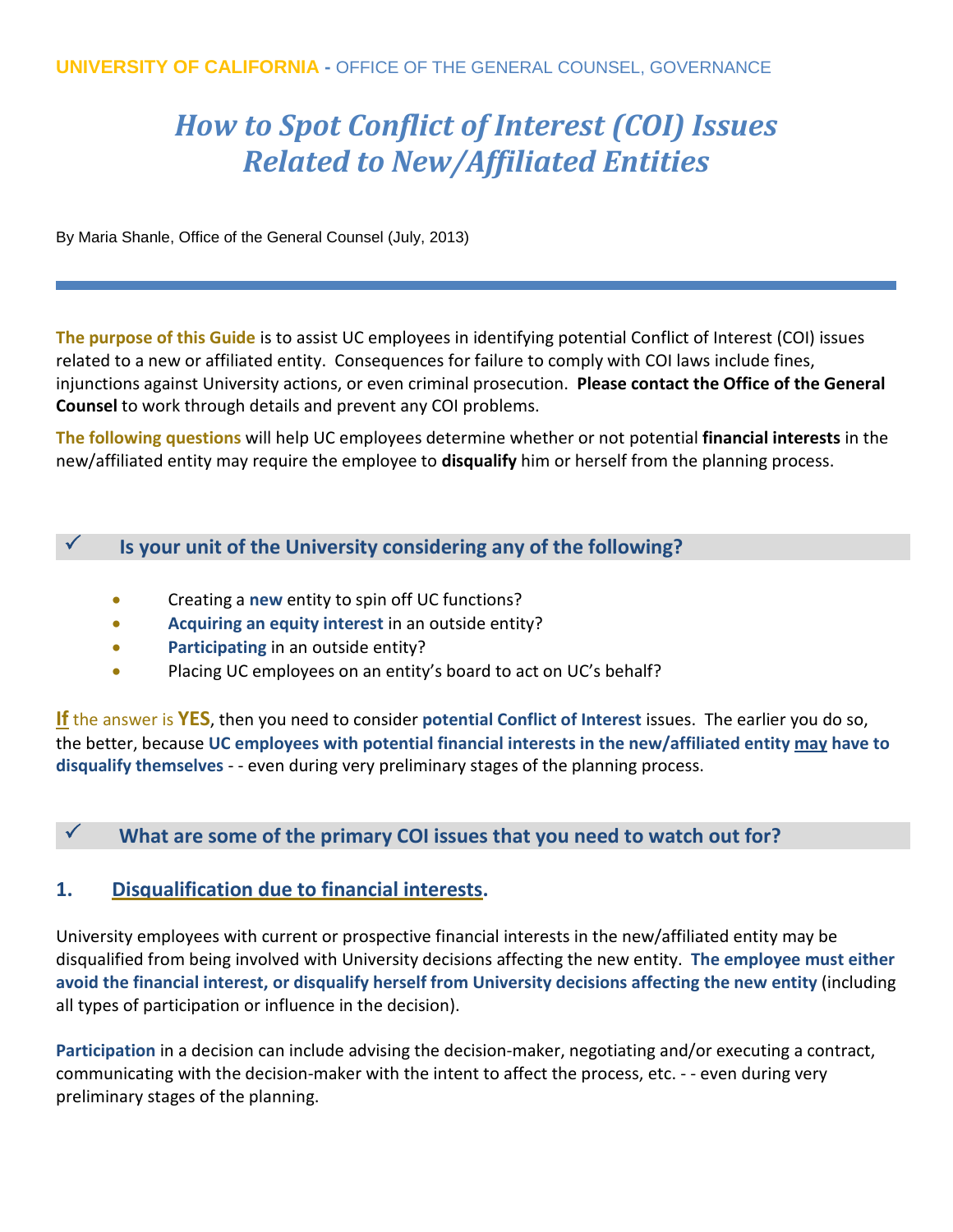**UNIVERSITY OF CALIFORNIA -** OFFICE OF THE GENERAL COUNSEL, GOVERNANCE

# *How to Spot Conflict of Interest (COI) Issues Related to New/Affiliated Entities*

By Maria Shanle, Office of the General Counsel (July, 2013)

---

**The purpose of this Guide** is to assist UC employees in identifying potential Conflict of Interest (COI) issues related to a new or affiliated entity. Consequences for failure to comply with COI laws include fines, injunctions against University actions, or even criminal prosecution. **Please contact the Office of the General Counsel** to work through details and prevent any COI problems.

**The following questions** will help UC employees determine whether or not potential **financial interests** in the new/affiliated entity may require the employee to **disqualify** him or herself from the planning process.

## ✓ Is your unit of the University considering any of the following?

- Creating a **new** entity to spin off UC functions?
- **Acquiring an equity interest** in an outside entity?
- **Participating** in an outside entity?
- Placing UC employees on an entity's board to act on UC's behalf?

**If** the answer is **YES**, then you need to consider **potential Conflict of Interest** issues. The earlier you do so, the better, because **UC employees with potential financial interests in the new/affiliated entity may have to disqualify themselves** - - even during very preliminary stages of the planning process.

## ✓ What are some of the primary COI issues that you need to watch out for?

### 1. Disqualification due to financial interests.

University employees with current or prospective financial interests in the new/affiliated entity may be disqualified from being involved with University decisions affecting the new entity. **The employee must either avoid the financial interest, or disqualify herself from University decisions affecting the new entity** (including all types of participation or influence in the decision).

**Participation** in a decision can include advising the decision-maker, negotiating and/or executing a contract, communicating with the decision-maker with the intent to affect the process, etc. - - even during very preliminary stages of the planning.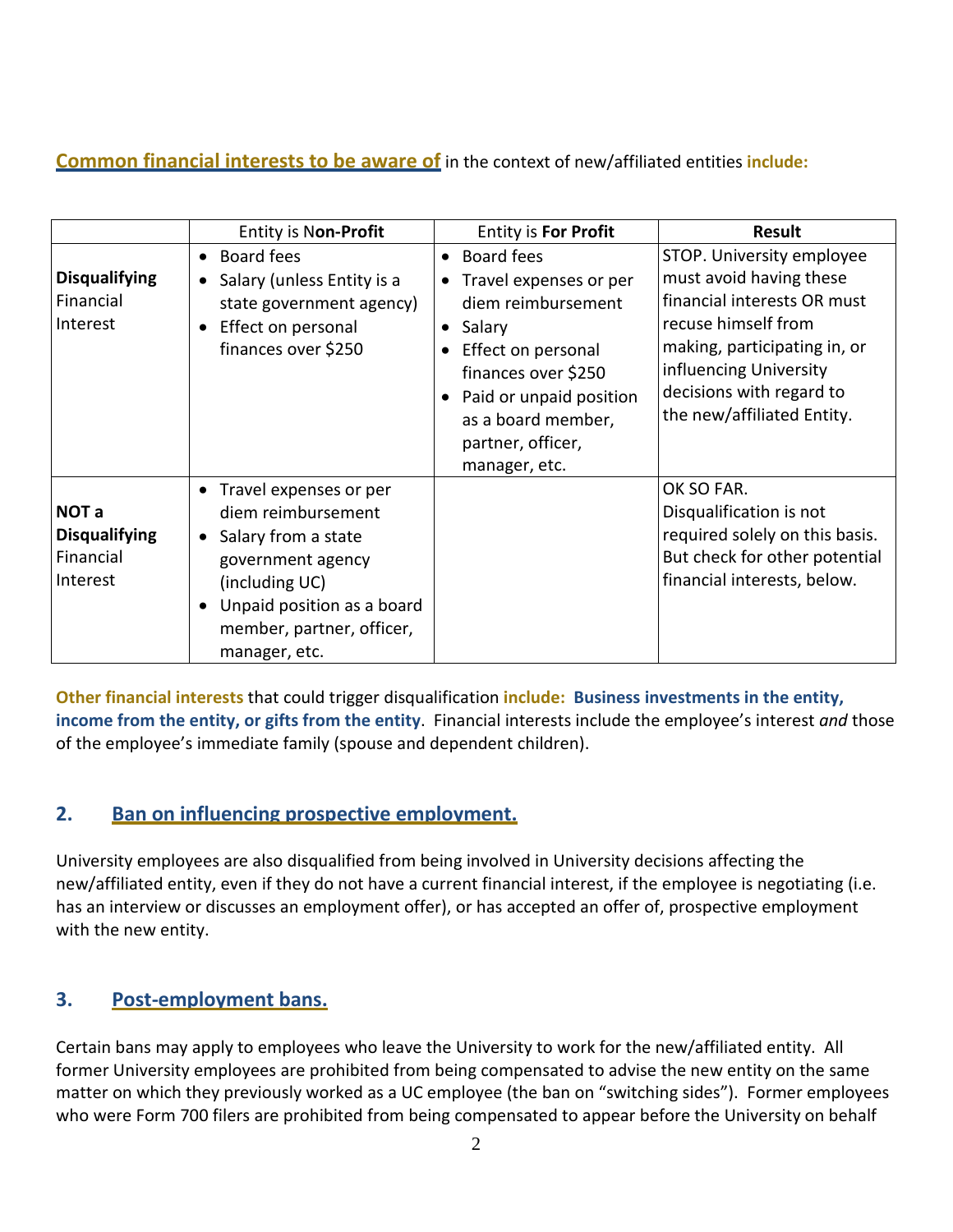**Common financial interests to be aware of** in the context of new/affiliated entities **include:**

| | Entity is N**on-Profit** | Entity is **For Profit** | **Result** |
|---|---|---|---|
| **Disqualifying** Financial Interest | • Board fees<br>• Salary (unless Entity is a state government agency)<br>• Effect on personal finances over $250 | • Board fees<br>• Travel expenses or per diem reimbursement<br>• Salary<br>• Effect on personal finances over $250<br>• Paid or unpaid position as a board member, partner, officer, manager, etc. | STOP. University employee must avoid having these financial interests OR must recuse himself from making, participating in, or influencing University decisions with regard to the new/affiliated Entity. |
| **NOT a Disqualifying** Financial Interest | • Travel expenses or per diem reimbursement<br>• Salary from a state government agency (including UC)<br>• Unpaid position as a board member, partner, officer, manager, etc. | | OK SO FAR. Disqualification is not required solely on this basis. But check for other potential financial interests, below. |

**Other financial interests** that could trigger disqualification **include: Business investments in the entity, income from the entity, or gifts from the entity**. Financial interests include the employee's interest *and* those of the employee's immediate family (spouse and dependent children).

## 2. Ban on influencing prospective employment.

University employees are also disqualified from being involved in University decisions affecting the new/affiliated entity, even if they do not have a current financial interest, if the employee is negotiating (i.e. has an interview or discusses an employment offer), or has accepted an offer of, prospective employment with the new entity.

## 3. Post-employment bans.

Certain bans may apply to employees who leave the University to work for the new/affiliated entity. All former University employees are prohibited from being compensated to advise the new entity on the same matter on which they previously worked as a UC employee (the ban on "switching sides"). Former employees who were Form 700 filers are prohibited from being compensated to appear before the University on behalf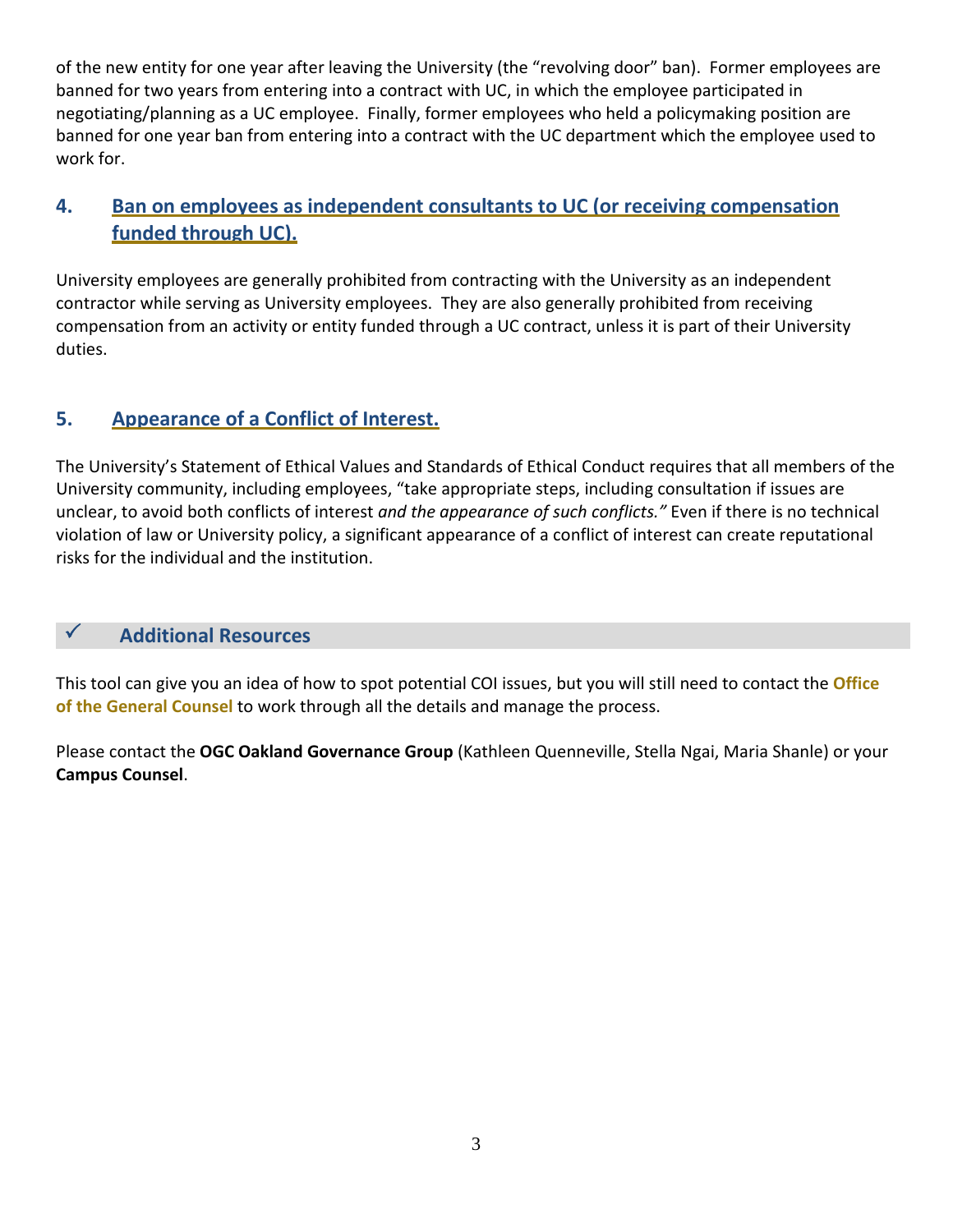of the new entity for one year after leaving the University (the "revolving door" ban). Former employees are banned for two years from entering into a contract with UC, in which the employee participated in negotiating/planning as a UC employee. Finally, former employees who held a policymaking position are banned for one year ban from entering into a contract with the UC department which the employee used to work for.

## 4. Ban on employees as independent consultants to UC (or receiving compensation funded through UC).

University employees are generally prohibited from contracting with the University as an independent contractor while serving as University employees. They are also generally prohibited from receiving compensation from an activity or entity funded through a UC contract, unless it is part of their University duties.

## 5. Appearance of a Conflict of Interest.

The University's Statement of Ethical Values and Standards of Ethical Conduct requires that all members of the University community, including employees, "take appropriate steps, including consultation if issues are unclear, to avoid both conflicts of interest *and the appearance of such conflicts."* Even if there is no technical violation of law or University policy, a significant appearance of a conflict of interest can create reputational risks for the individual and the institution.

## ✓ Additional Resources

This tool can give you an idea of how to spot potential COI issues, but you will still need to contact the **Office of the General Counsel** to work through all the details and manage the process.

Please contact the **OGC Oakland Governance Group** (Kathleen Quenneville, Stella Ngai, Maria Shanle) or your **Campus Counsel**.